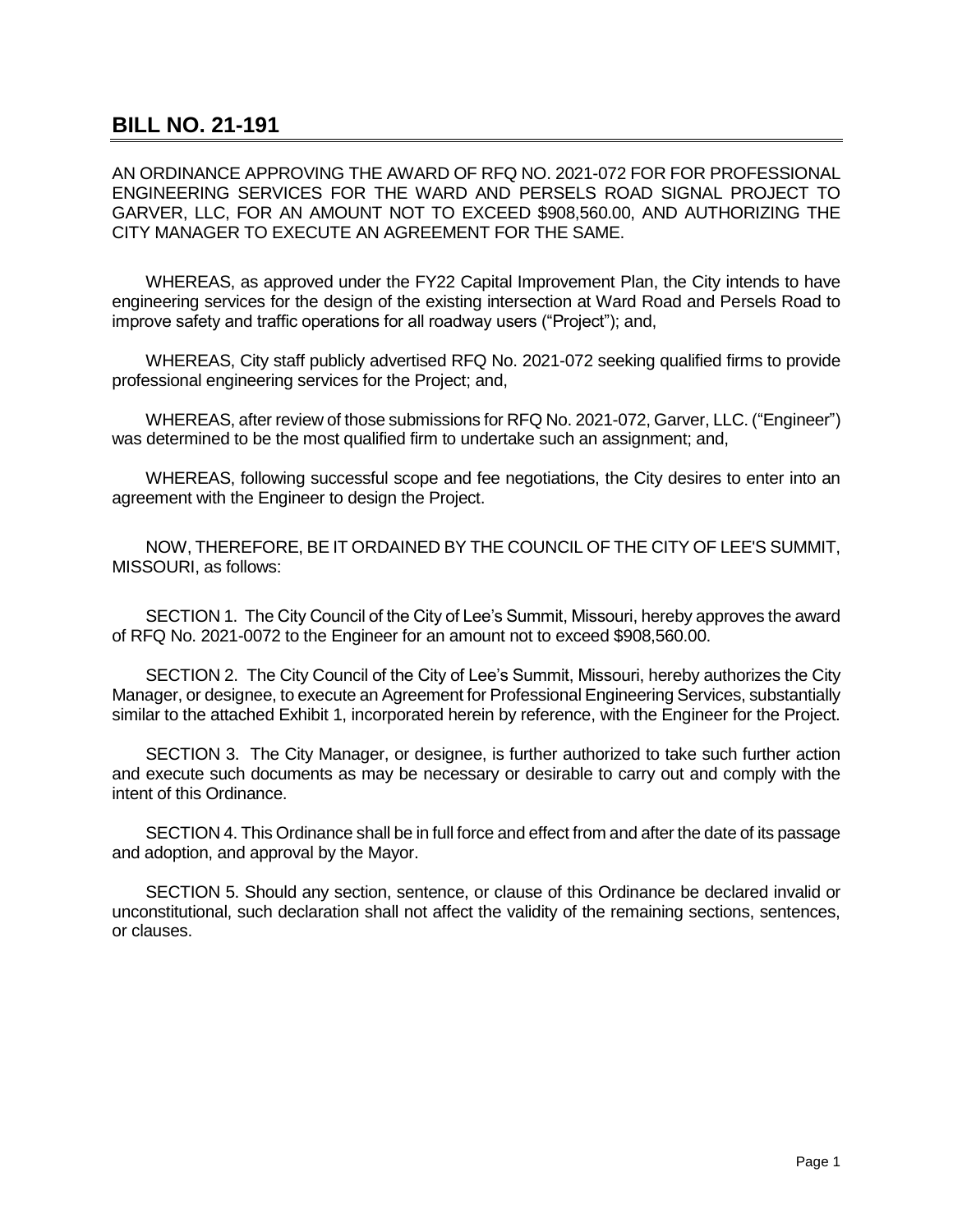## BILL NO. 21-191

AN ORDINANCE APPROVING THE AWARD OF RFQ NO. 2021-072 FOR FOR PROFESSIONAL ENGINEERING SERVICES FOR THE WARD AND PERSELS ROAD SIGNAL PROJECT TO GARVER, LLC, FOR AN AMOUNT NOT TO EXCEED $908,560.00, AND AUTHORIZING THE CITY MANAGER TO EXECUTE AN AGREEMENT FOR THE SAME.

WHEREAS, as approved under the FY22 Capital Improvement Plan, the City intends to have engineering services for the design of the existing intersection at Ward Road and Persels Road to improve safety and traffic operations for all roadway users ("Project"); and,

WHEREAS, City staff publicly advertised RFQ No. 2021-072 seeking qualified firms to provide professional engineering services for the Project; and,

WHEREAS, after review of those submissions for RFQ No. 2021-072, Garver, LLC. ("Engineer") was determined to be the most qualified firm to undertake such an assignment; and,

WHEREAS, following successful scope and fee negotiations, the City desires to enter into an agreement with the Engineer to design the Project.

NOW, THEREFORE, BE IT ORDAINED BY THE COUNCIL OF THE CITY OF LEE'S SUMMIT, MISSOURI, as follows:

SECTION 1. The City Council of the City of Lee's Summit, Missouri, hereby approves the award of RFQ No. 2021-0072 to the Engineer for an amount not to exceed $908,560.00.

SECTION 2. The City Council of the City of Lee's Summit, Missouri, hereby authorizes the City Manager, or designee, to execute an Agreement for Professional Engineering Services, substantially similar to the attached Exhibit 1, incorporated herein by reference, with the Engineer for the Project.

SECTION 3. The City Manager, or designee, is further authorized to take such further action and execute such documents as may be necessary or desirable to carry out and comply with the intent of this Ordinance.

SECTION 4. This Ordinance shall be in full force and effect from and after the date of its passage and adoption, and approval by the Mayor.

SECTION 5. Should any section, sentence, or clause of this Ordinance be declared invalid or unconstitutional, such declaration shall not affect the validity of the remaining sections, sentences, or clauses.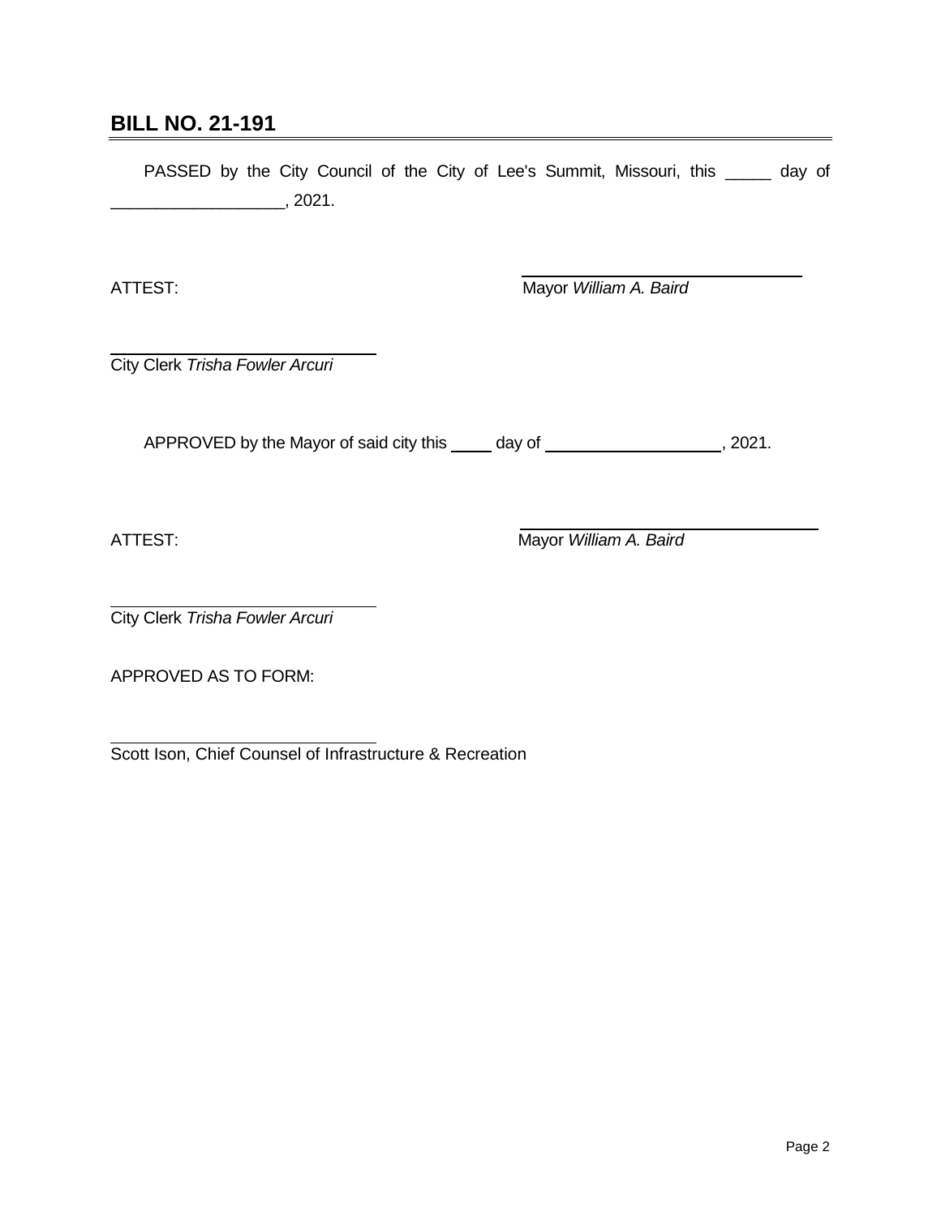## BILL NO. 21-191

PASSED by the City Council of the City of Lee's Summit, Missouri, this _____ day of ___________________, 2021.

ATTEST:

Mayor *William A. Baird*

City Clerk *Trisha Fowler Arcuri*

APPROVED by the Mayor of said city this _____ day of ___________________, 2021.

ATTEST:

Mayor *William A. Baird*

City Clerk *Trisha Fowler Arcuri*

APPROVED AS TO FORM:

Scott Ison, Chief Counsel of Infrastructure & Recreation